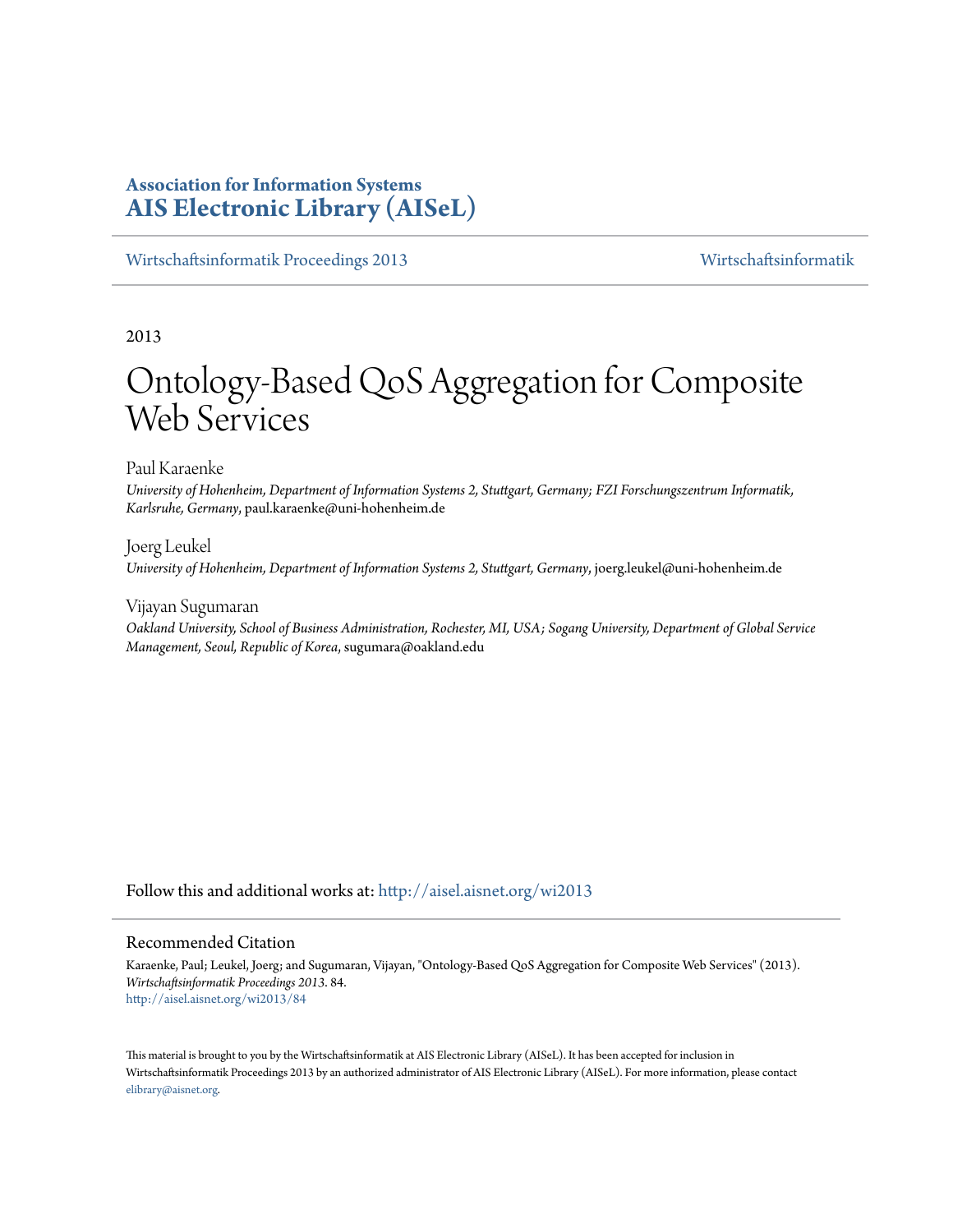**Association for Information Systems**
**AIS Electronic Library (AISeL)**

Wirtschaftsinformatik Proceedings 2013 | Wirtschaftsinformatik

2013

# Ontology-Based QoS Aggregation for Composite Web Services

Paul Karaenke
*University of Hohenheim, Department of Information Systems 2, Stuttgart, Germany; FZI Forschungszentrum Informatik, Karlsruhe, Germany*, paul.karaenke@uni-hohenheim.de

Joerg Leukel
*University of Hohenheim, Department of Information Systems 2, Stuttgart, Germany*, joerg.leukel@uni-hohenheim.de

Vijayan Sugumaran
*Oakland University, School of Business Administration, Rochester, MI, USA; Sogang University, Department of Global Service Management, Seoul, Republic of Korea*, sugumara@oakland.edu

Follow this and additional works at: http://aisel.aisnet.org/wi2013

## Recommended Citation

Karaenke, Paul; Leukel, Joerg; and Sugumaran, Vijayan, "Ontology-Based QoS Aggregation for Composite Web Services" (2013). *Wirtschaftsinformatik Proceedings 2013*. 84.
http://aisel.aisnet.org/wi2013/84

This material is brought to you by the Wirtschaftsinformatik at AIS Electronic Library (AISeL). It has been accepted for inclusion in Wirtschaftsinformatik Proceedings 2013 by an authorized administrator of AIS Electronic Library (AISeL). For more information, please contact elibrary@aisnet.org.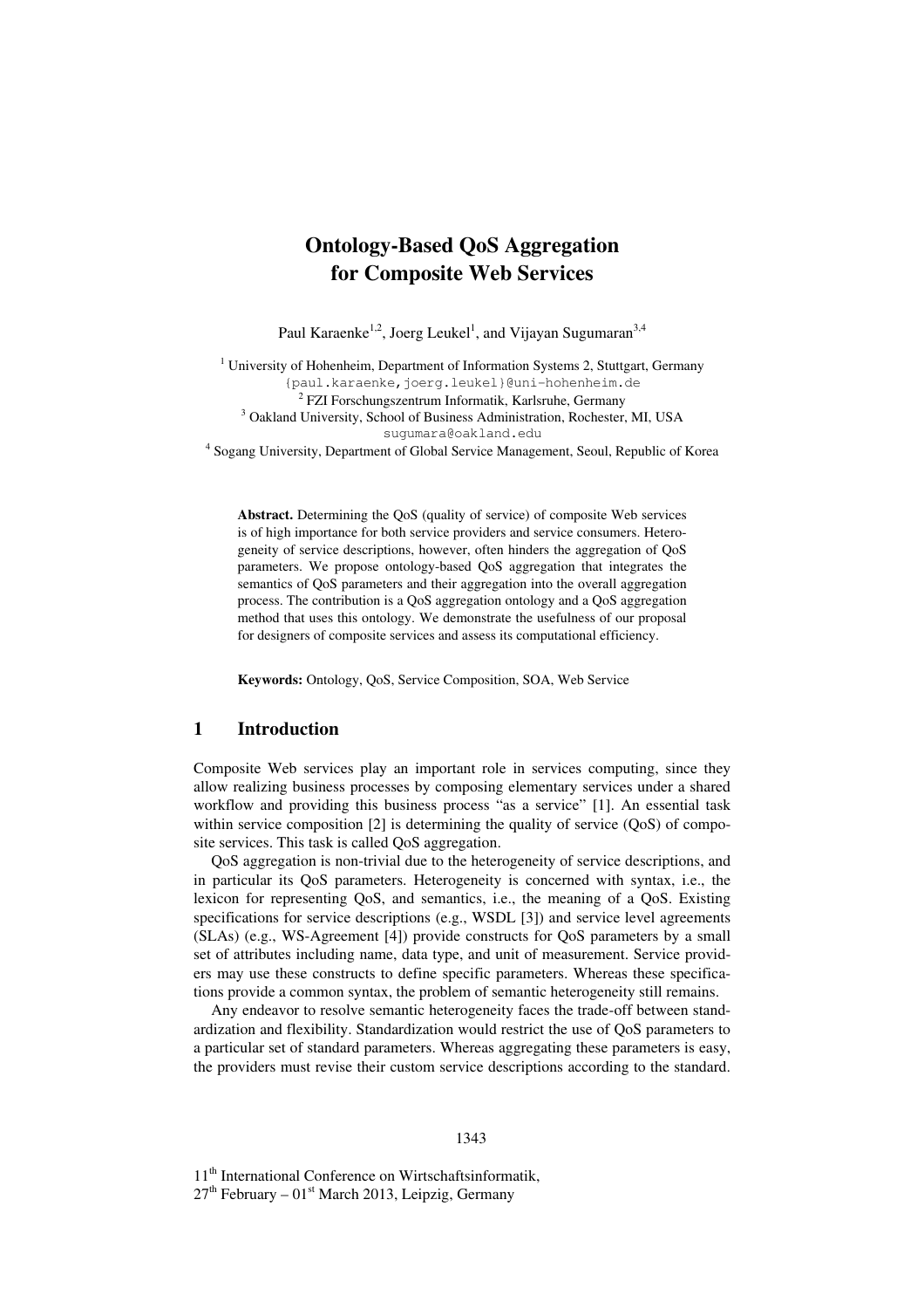# Ontology-Based QoS Aggregation for Composite Web Services

Paul Karaenke[1,2], Joerg Leukel[1], and Vijayan Sugumaran[3,4]

[1] University of Hohenheim, Department of Information Systems 2, Stuttgart, Germany
{paul.karaenke,joerg.leukel}@uni-hohenheim.de
[2] FZI Forschungszentrum Informatik, Karlsruhe, Germany
[3] Oakland University, School of Business Administration, Rochester, MI, USA
sugumara@oakland.edu
[4] Sogang University, Department of Global Service Management, Seoul, Republic of Korea

**Abstract.** Determining the QoS (quality of service) of composite Web services is of high importance for both service providers and service consumers. Heterogeneity of service descriptions, however, often hinders the aggregation of QoS parameters. We propose ontology-based QoS aggregation that integrates the semantics of QoS parameters and their aggregation into the overall aggregation process. The contribution is a QoS aggregation ontology and a QoS aggregation method that uses this ontology. We demonstrate the usefulness of our proposal for designers of composite services and assess its computational efficiency.

**Keywords:** Ontology, QoS, Service Composition, SOA, Web Service

## 1 Introduction

Composite Web services play an important role in services computing, since they allow realizing business processes by composing elementary services under a shared workflow and providing this business process "as a service" [1]. An essential task within service composition [2] is determining the quality of service (QoS) of composite services. This task is called QoS aggregation.

QoS aggregation is non-trivial due to the heterogeneity of service descriptions, and in particular its QoS parameters. Heterogeneity is concerned with syntax, i.e., the lexicon for representing QoS, and semantics, i.e., the meaning of a QoS. Existing specifications for service descriptions (e.g., WSDL [3]) and service level agreements (SLAs) (e.g., WS-Agreement [4]) provide constructs for QoS parameters by a small set of attributes including name, data type, and unit of measurement. Service providers may use these constructs to define specific parameters. Whereas these specifications provide a common syntax, the problem of semantic heterogeneity still remains.

Any endeavor to resolve semantic heterogeneity faces the trade-off between standardization and flexibility. Standardization would restrict the use of QoS parameters to a particular set of standard parameters. Whereas aggregating these parameters is easy, the providers must revise their custom service descriptions according to the standard.

11th International Conference on Wirtschaftsinformatik,
27th February – 01st March 2013, Leipzig, Germany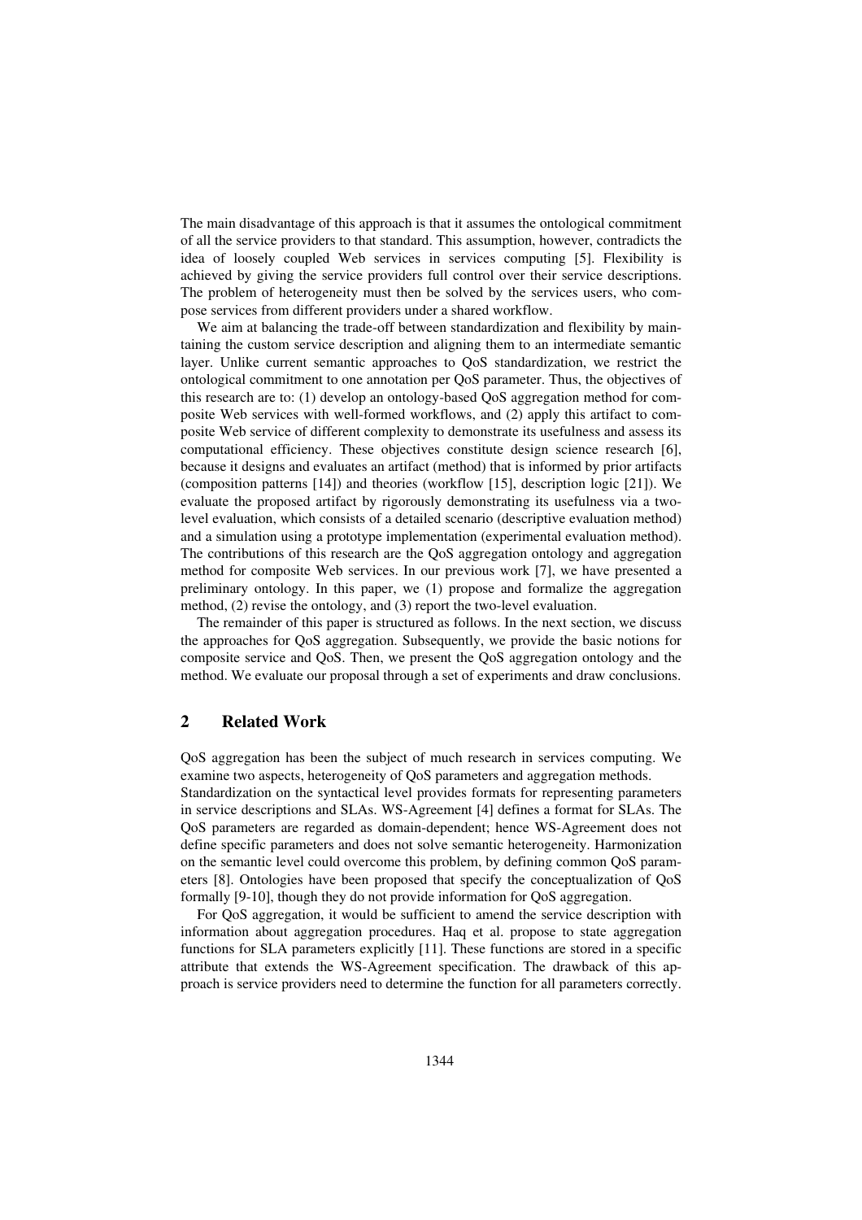The main disadvantage of this approach is that it assumes the ontological commitment of all the service providers to that standard. This assumption, however, contradicts the idea of loosely coupled Web services in services computing [5]. Flexibility is achieved by giving the service providers full control over their service descriptions. The problem of heterogeneity must then be solved by the services users, who compose services from different providers under a shared workflow.

We aim at balancing the trade-off between standardization and flexibility by maintaining the custom service description and aligning them to an intermediate semantic layer. Unlike current semantic approaches to QoS standardization, we restrict the ontological commitment to one annotation per QoS parameter. Thus, the objectives of this research are to: (1) develop an ontology-based QoS aggregation method for composite Web services with well-formed workflows, and (2) apply this artifact to composite Web service of different complexity to demonstrate its usefulness and assess its computational efficiency. These objectives constitute design science research [6], because it designs and evaluates an artifact (method) that is informed by prior artifacts (composition patterns [14]) and theories (workflow [15], description logic [21]). We evaluate the proposed artifact by rigorously demonstrating its usefulness via a two-level evaluation, which consists of a detailed scenario (descriptive evaluation method) and a simulation using a prototype implementation (experimental evaluation method). The contributions of this research are the QoS aggregation ontology and aggregation method for composite Web services. In our previous work [7], we have presented a preliminary ontology. In this paper, we (1) propose and formalize the aggregation method, (2) revise the ontology, and (3) report the two-level evaluation.

The remainder of this paper is structured as follows. In the next section, we discuss the approaches for QoS aggregation. Subsequently, we provide the basic notions for composite service and QoS. Then, we present the QoS aggregation ontology and the method. We evaluate our proposal through a set of experiments and draw conclusions.

## 2 Related Work

QoS aggregation has been the subject of much research in services computing. We examine two aspects, heterogeneity of QoS parameters and aggregation methods.

Standardization on the syntactical level provides formats for representing parameters in service descriptions and SLAs. WS-Agreement [4] defines a format for SLAs. The QoS parameters are regarded as domain-dependent; hence WS-Agreement does not define specific parameters and does not solve semantic heterogeneity. Harmonization on the semantic level could overcome this problem, by defining common QoS parameters [8]. Ontologies have been proposed that specify the conceptualization of QoS formally [9-10], though they do not provide information for QoS aggregation.

For QoS aggregation, it would be sufficient to amend the service description with information about aggregation procedures. Haq et al. propose to state aggregation functions for SLA parameters explicitly [11]. These functions are stored in a specific attribute that extends the WS-Agreement specification. The drawback of this approach is service providers need to determine the function for all parameters correctly.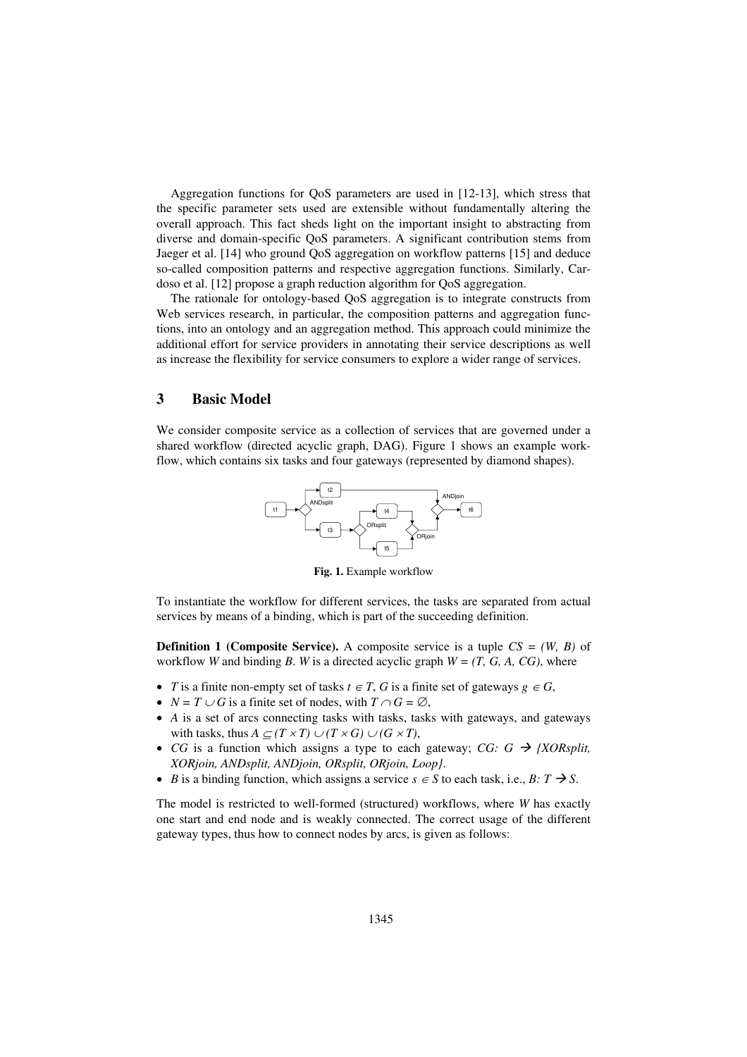Aggregation functions for QoS parameters are used in [12-13], which stress that the specific parameter sets used are extensible without fundamentally altering the overall approach. This fact sheds light on the important insight to abstracting from diverse and domain-specific QoS parameters. A significant contribution stems from Jaeger et al. [14] who ground QoS aggregation on workflow patterns [15] and deduce so-called composition patterns and respective aggregation functions. Similarly, Cardoso et al. [12] propose a graph reduction algorithm for QoS aggregation.

The rationale for ontology-based QoS aggregation is to integrate constructs from Web services research, in particular, the composition patterns and aggregation functions, into an ontology and an aggregation method. This approach could minimize the additional effort for service providers in annotating their service descriptions as well as increase the flexibility for service consumers to explore a wider range of services.

## 3 Basic Model

We consider composite service as a collection of services that are governed under a shared workflow (directed acyclic graph, DAG). Figure 1 shows an example workflow, which contains six tasks and four gateways (represented by diamond shapes).

**Fig. 1.** Example workflow

To instantiate the workflow for different services, the tasks are separated from actual services by means of a binding, which is part of the succeeding definition.

**Definition 1 (Composite Service).** A composite service is a tuple $CS = (W, B)$ of workflow $W$ and binding $B$. $W$ is a directed acyclic graph $W = (T, G, A, CG)$, where

- $T$ is a finite non-empty set of tasks $t \in T$, $G$ is a finite set of gateways $g \in G$,
- $N = T \cup G$ is a finite set of nodes, with $T \cap G = \emptyset$,
- $A$ is a set of arcs connecting tasks with tasks, tasks with gateways, and gateways with tasks, thus $A \subseteq (T \times T) \cup (T \times G) \cup (G \times T)$,
- $CG$ is a function which assigns a type to each gateway; $CG: G \rightarrow$ *{XORsplit, XORjoin, ANDsplit, ANDjoin, ORsplit, ORjoin, Loop}*.
- $B$ is a binding function, which assigns a service $s \in S$ to each task, i.e., $B: T \rightarrow S$.

The model is restricted to well-formed (structured) workflows, where $W$ has exactly one start and end node and is weakly connected. The correct usage of the different gateway types, thus how to connect nodes by arcs, is given as follows: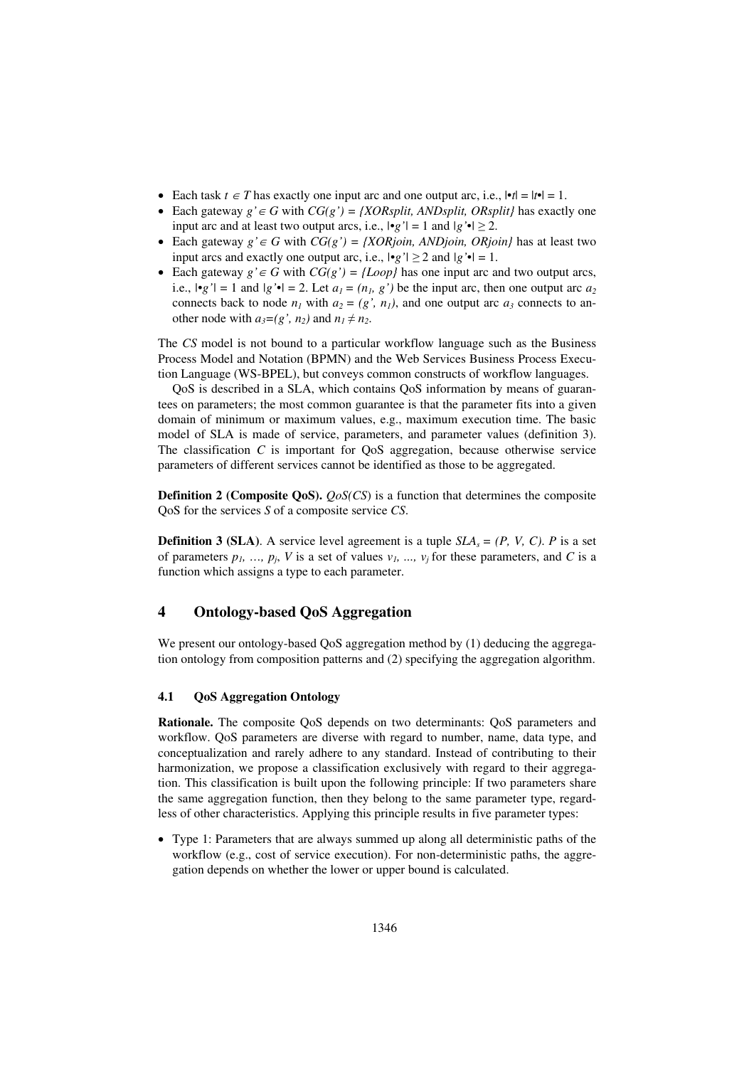- Each task $t \in T$ has exactly one input arc and one output arc, i.e., $|\bullet t| = |t\bullet| = 1$.
- Each gateway $g' \in G$ with $CG(g') = \{XORsplit, ANDsplit, ORsplit\}$ has exactly one input arc and at least two output arcs, i.e., $|\bullet g'| = 1$ and $|g'\bullet| \geq 2$.
- Each gateway $g' \in G$ with $CG(g') = \{XORjoin, ANDjoin, ORjoin\}$ has at least two input arcs and exactly one output arc, i.e., $|\bullet g'| \geq 2$ and $|g'\bullet| = 1$.
- Each gateway $g' \in G$ with $CG(g') = \{Loop\}$ has one input arc and two output arcs, i.e., $|\bullet g'| = 1$ and $|g'\bullet| = 2$. Let $a_1 = (n_1, g')$ be the input arc, then one output arc $a_2$ connects back to node $n_1$ with $a_2 = (g', n_1)$, and one output arc $a_3$ connects to another node with $a_3=(g', n_2)$ and $n_1 \neq n_2$.

The *CS* model is not bound to a particular workflow language such as the Business Process Model and Notation (BPMN) and the Web Services Business Process Execution Language (WS-BPEL), but conveys common constructs of workflow languages.

QoS is described in a SLA, which contains QoS information by means of guarantees on parameters; the most common guarantee is that the parameter fits into a given domain of minimum or maximum values, e.g., maximum execution time. The basic model of SLA is made of service, parameters, and parameter values (definition 3). The classification *C* is important for QoS aggregation, because otherwise service parameters of different services cannot be identified as those to be aggregated.

**Definition 2 (Composite QoS).** *QoS(CS)* is a function that determines the composite QoS for the services *S* of a composite service *CS*.

**Definition 3 (SLA)**. A service level agreement is a tuple $SLA_s = (P, V, C)$. *P* is a set of parameters $p_1, \ldots, p_j$, *V* is a set of values $v_1, \ldots, v_j$ for these parameters, and *C* is a function which assigns a type to each parameter.

## 4 Ontology-based QoS Aggregation

We present our ontology-based QoS aggregation method by (1) deducing the aggregation ontology from composition patterns and (2) specifying the aggregation algorithm.

### 4.1 QoS Aggregation Ontology

**Rationale.** The composite QoS depends on two determinants: QoS parameters and workflow. QoS parameters are diverse with regard to number, name, data type, and conceptualization and rarely adhere to any standard. Instead of contributing to their harmonization, we propose a classification exclusively with regard to their aggregation. This classification is built upon the following principle: If two parameters share the same aggregation function, then they belong to the same parameter type, regardless of other characteristics. Applying this principle results in five parameter types:

- Type 1: Parameters that are always summed up along all deterministic paths of the workflow (e.g., cost of service execution). For non-deterministic paths, the aggregation depends on whether the lower or upper bound is calculated.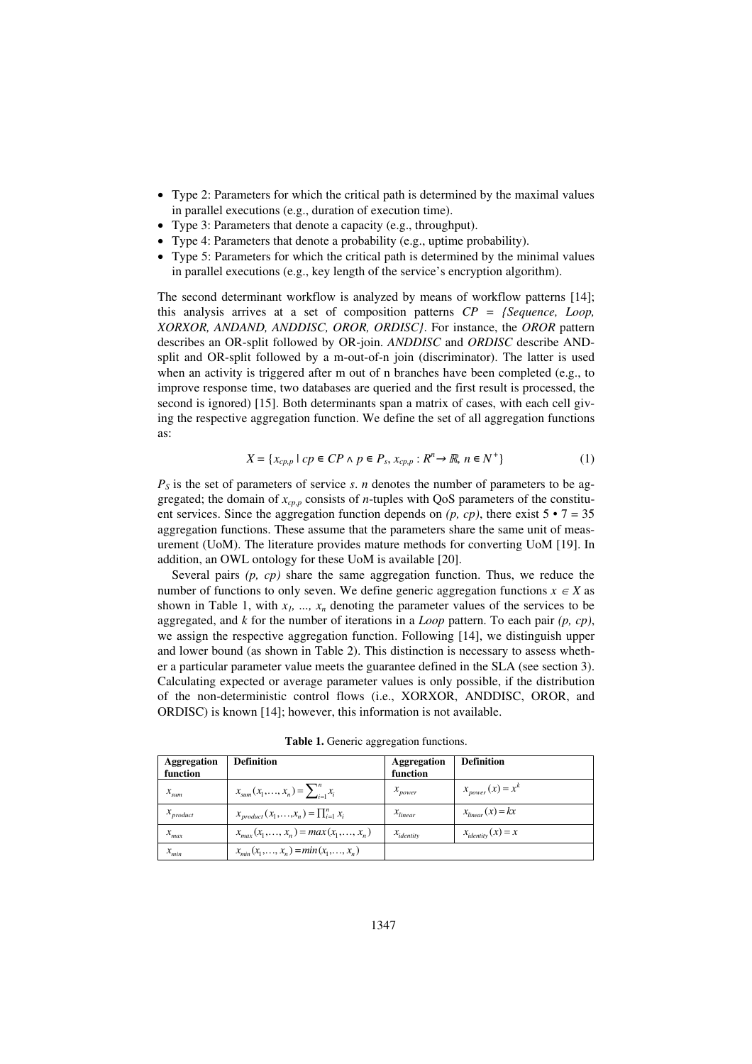- Type 2: Parameters for which the critical path is determined by the maximal values in parallel executions (e.g., duration of execution time).
- Type 3: Parameters that denote a capacity (e.g., throughput).
- Type 4: Parameters that denote a probability (e.g., uptime probability).
- Type 5: Parameters for which the critical path is determined by the minimal values in parallel executions (e.g., key length of the service's encryption algorithm).

The second determinant workflow is analyzed by means of workflow patterns [14]; this analysis arrives at a set of composition patterns *CP = {Sequence, Loop, XORXOR, ANDAND, ANDDISC, OROR, ORDISC}*. For instance, the *OROR* pattern describes an OR-split followed by OR-join. *ANDDISC* and *ORDISC* describe AND-split and OR-split followed by a m-out-of-n join (discriminator). The latter is used when an activity is triggered after m out of n branches have been completed (e.g., to improve response time, two databases are queried and the first result is processed, the second is ignored) [15]. Both determinants span a matrix of cases, with each cell giving the respective aggregation function. We define the set of all aggregation functions as:

$$X = \{x_{cp,p} \mid cp \in CP \wedge p \in P_s, x_{cp,p} : R^n \rightarrow \mathbb{R}, n \in N^+\} \qquad (1)$$

$P_S$ is the set of parameters of service $s$. $n$ denotes the number of parameters to be aggregated; the domain of $x_{cp,p}$ consists of $n$-tuples with QoS parameters of the constituent services. Since the aggregation function depends on $(p, cp)$, there exist $5 \bullet 7 = 35$ aggregation functions. These assume that the parameters share the same unit of measurement (UoM). The literature provides mature methods for converting UoM [19]. In addition, an OWL ontology for these UoM is available [20].

Several pairs $(p, cp)$ share the same aggregation function. Thus, we reduce the number of functions to only seven. We define generic aggregation functions $x \in X$ as shown in Table 1, with $x_1, ..., x_n$ denoting the parameter values of the services to be aggregated, and $k$ for the number of iterations in a *Loop* pattern. To each pair $(p, cp)$, we assign the respective aggregation function. Following [14], we distinguish upper and lower bound (as shown in Table 2). This distinction is necessary to assess whether a particular parameter value meets the guarantee defined in the SLA (see section 3). Calculating expected or average parameter values is only possible, if the distribution of the non-deterministic control flows (i.e., XORXOR, ANDDISC, OROR, and ORDISC) is known [14]; however, this information is not available.

**Table 1.** Generic aggregation functions.

| Aggregation function | Definition | Aggregation function | Definition |
|---|---|---|---|
| $x_{sum}$ | $x_{sum}(x_1,\ldots,x_n) = \sum_{i=1}^{n} x_i$ | $x_{power}$ | $x_{power}(x) = x^k$ |
| $x_{product}$ | $x_{product}(x_1,\ldots,x_n) = \prod_{i=1}^{n} x_i$ | $x_{linear}$ | $x_{linear}(x) = kx$ |
| $x_{max}$ | $x_{max}(x_1,\ldots,x_n) = max(x_1,\ldots,x_n)$ | $x_{identity}$ | $x_{identity}(x) = x$ |
| $x_{min}$ | $x_{min}(x_1,\ldots,x_n) = min(x_1,\ldots,x_n)$ | | |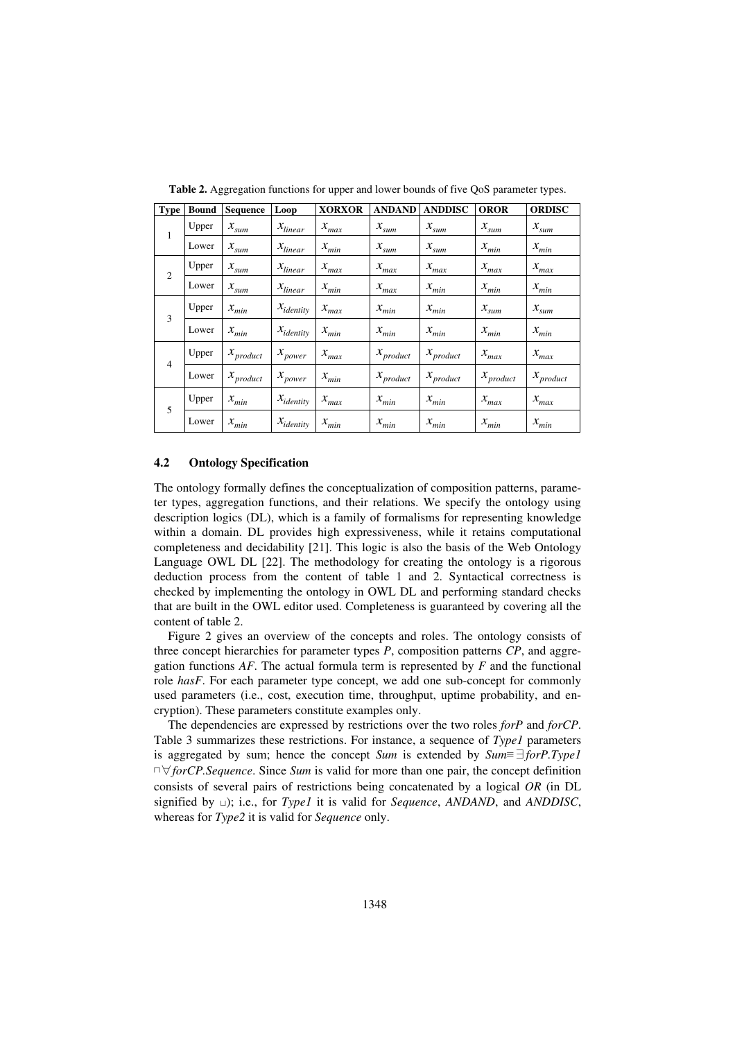**Table 2.** Aggregation functions for upper and lower bounds of five QoS parameter types.

| Type | Bound | Sequence | Loop | XORXOR | ANDAND | ANDDISC | OROR | ORDISC |
|---|---|---|---|---|---|---|---|---|
| 1 | Upper | $x_{sum}$ | $x_{linear}$ | $x_{max}$ | $x_{sum}$ | $x_{sum}$ | $x_{sum}$ | $x_{sum}$ |
| | Lower | $x_{sum}$ | $x_{linear}$ | $x_{min}$ | $x_{sum}$ | $x_{sum}$ | $x_{min}$ | $x_{min}$ |
| 2 | Upper | $x_{sum}$ | $x_{linear}$ | $x_{max}$ | $x_{max}$ | $x_{max}$ | $x_{max}$ | $x_{max}$ |
| | Lower | $x_{sum}$ | $x_{linear}$ | $x_{min}$ | $x_{max}$ | $x_{min}$ | $x_{min}$ | $x_{min}$ |
| 3 | Upper | $x_{min}$ | $x_{identity}$ | $x_{max}$ | $x_{min}$ | $x_{min}$ | $x_{sum}$ | $x_{sum}$ |
| | Lower | $x_{min}$ | $x_{identity}$ | $x_{min}$ | $x_{min}$ | $x_{min}$ | $x_{min}$ | $x_{min}$ |
| 4 | Upper | $x_{product}$ | $x_{power}$ | $x_{max}$ | $x_{product}$ | $x_{product}$ | $x_{max}$ | $x_{max}$ |
| | Lower | $x_{product}$ | $x_{power}$ | $x_{min}$ | $x_{product}$ | $x_{product}$ | $x_{product}$ | $x_{product}$ |
| 5 | Upper | $x_{min}$ | $x_{identity}$ | $x_{max}$ | $x_{min}$ | $x_{min}$ | $x_{max}$ | $x_{max}$ |
| | Lower | $x_{min}$ | $x_{identity}$ | $x_{min}$ | $x_{min}$ | $x_{min}$ | $x_{min}$ | $x_{min}$ |

### 4.2 Ontology Specification

The ontology formally defines the conceptualization of composition patterns, parameter types, aggregation functions, and their relations. We specify the ontology using description logics (DL), which is a family of formalisms for representing knowledge within a domain. DL provides high expressiveness, while it retains computational completeness and decidability [21]. This logic is also the basis of the Web Ontology Language OWL DL [22]. The methodology for creating the ontology is a rigorous deduction process from the content of table 1 and 2. Syntactical correctness is checked by implementing the ontology in OWL DL and performing standard checks that are built in the OWL editor used. Completeness is guaranteed by covering all the content of table 2.

Figure 2 gives an overview of the concepts and roles. The ontology consists of three concept hierarchies for parameter types *P*, composition patterns *CP*, and aggregation functions *AF*. The actual formula term is represented by *F* and the functional role *hasF*. For each parameter type concept, we add one sub-concept for commonly used parameters (i.e., cost, execution time, throughput, uptime probability, and encryption). These parameters constitute examples only.

The dependencies are expressed by restrictions over the two roles *forP* and *forCP*. Table 3 summarizes these restrictions. For instance, a sequence of *Type1* parameters is aggregated by sum; hence the concept *Sum* is extended by $Sum \equiv \exists forP.Type1 \sqcap \forall forCP.Sequence$. Since *Sum* is valid for more than one pair, the concept definition consists of several pairs of restrictions being concatenated by a logical *OR* (in DL signified by $\sqcup$); i.e., for *Type1* it is valid for *Sequence*, *ANDAND*, and *ANDDISC*, whereas for *Type2* it is valid for *Sequence* only.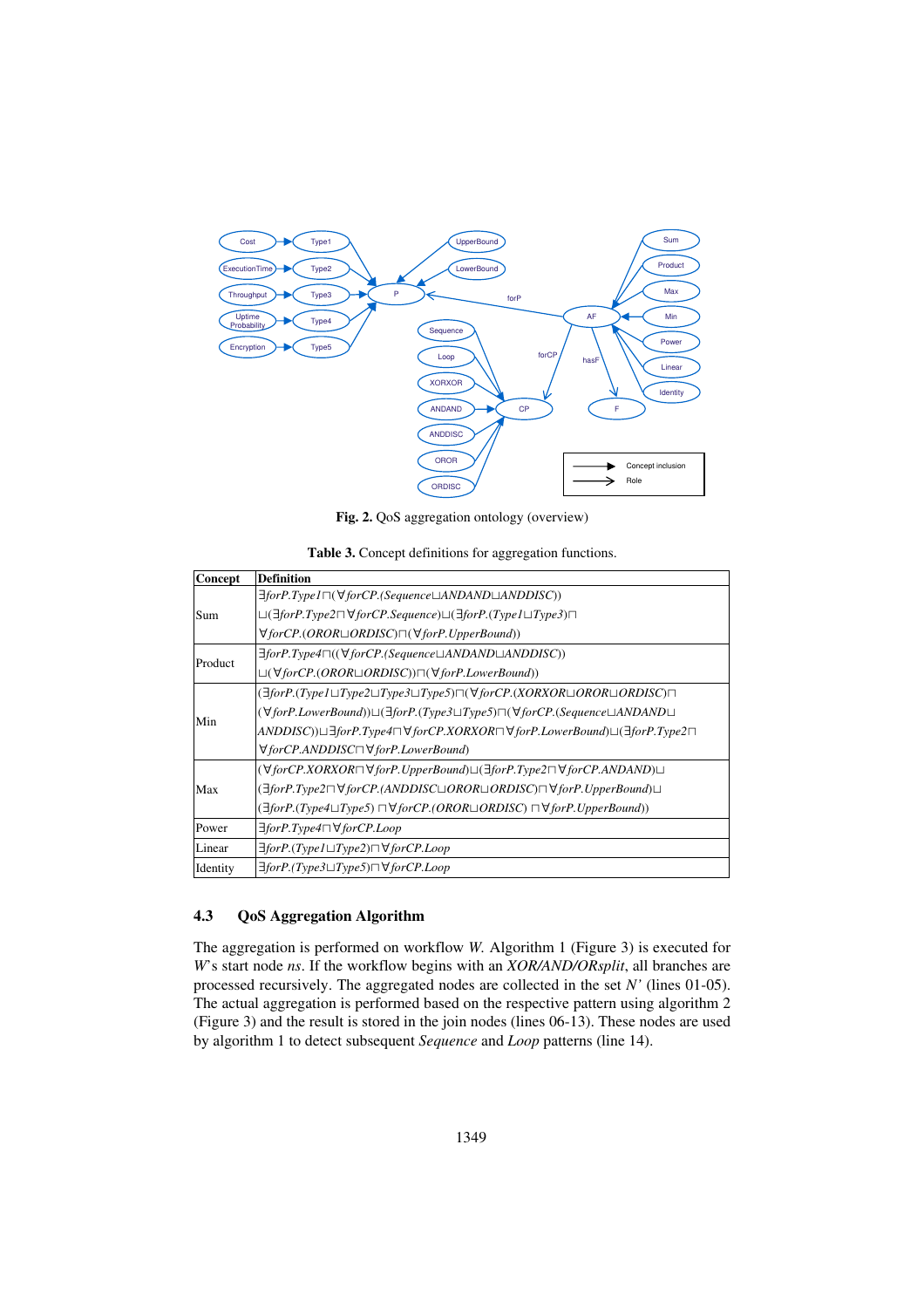**Fig. 2.** QoS aggregation ontology (overview)

**Table 3.** Concept definitions for aggregation functions.

| Concept | Definition |
|---|---|
| Sum | $\exists forP.Type1 \sqcap (\forall forCP.(Sequence \sqcup ANDAND \sqcup ANDDISC)) \sqcup (\exists forP.Type2 \sqcap \forall forCP.Sequence) \sqcup (\exists forP.(Type1 \sqcup Type3) \sqcap \forall forCP.(OROR \sqcup ORDISC) \sqcap (\forall forP.UpperBound))$ |
| Product | $\exists forP.Type4 \sqcap ((\forall forCP.(Sequence \sqcup ANDAND \sqcup ANDDISC)) \sqcup (\forall forCP.(OROR \sqcup ORDISC)) \sqcap (\forall forP.LowerBound))$ |
| Min | $(\exists forP.(Type1 \sqcup Type2 \sqcup Type3 \sqcup Type5) \sqcap (\forall forCP.(XORXOR \sqcup OROR \sqcup ORDISC) \sqcap (\forall forP.LowerBound)) \sqcup (\exists forP.(Type3 \sqcup Type5) \sqcap (\forall forCP.(Sequence \sqcup ANDAND \sqcup ANDDISC)) \sqcup \exists forP.Type4 \sqcap \forall forCP.XORXOR \sqcap \forall forP.LowerBound) \sqcup (\exists forP.Type2 \sqcap \forall forCP.ANDDISC \sqcap \forall forP.LowerBound)$ |
| Max | $(\forall forCP.XORXOR \sqcap \forall forP.UpperBound) \sqcup (\exists forP.Type2 \sqcap \forall forCP.ANDAND) \sqcup (\exists forP.Type2 \sqcap \forall forCP.(ANDDISC \sqcup OROR \sqcup ORDISC) \sqcap \forall forP.UpperBound) \sqcup (\exists forP.(Type4 \sqcup Type5) \sqcap \forall forCP.(OROR \sqcup ORDISC) \sqcap \forall forP.UpperBound))$ |
| Power | $\exists forP.Type4 \sqcap \forall forCP.Loop$ |
| Linear | $\exists forP.(Type1 \sqcup Type2) \sqcap \forall forCP.Loop$ |
| Identity | $\exists forP.(Type3 \sqcup Type5) \sqcap \forall forCP.Loop$ |

### 4.3 QoS Aggregation Algorithm

The aggregation is performed on workflow *W*. Algorithm 1 (Figure 3) is executed for *W*'s start node *ns*. If the workflow begins with an *XOR/AND/ORsplit*, all branches are processed recursively. The aggregated nodes are collected in the set *N'* (lines 01-05). The actual aggregation is performed based on the respective pattern using algorithm 2 (Figure 3) and the result is stored in the join nodes (lines 06-13). These nodes are used by algorithm 1 to detect subsequent *Sequence* and *Loop* patterns (line 14).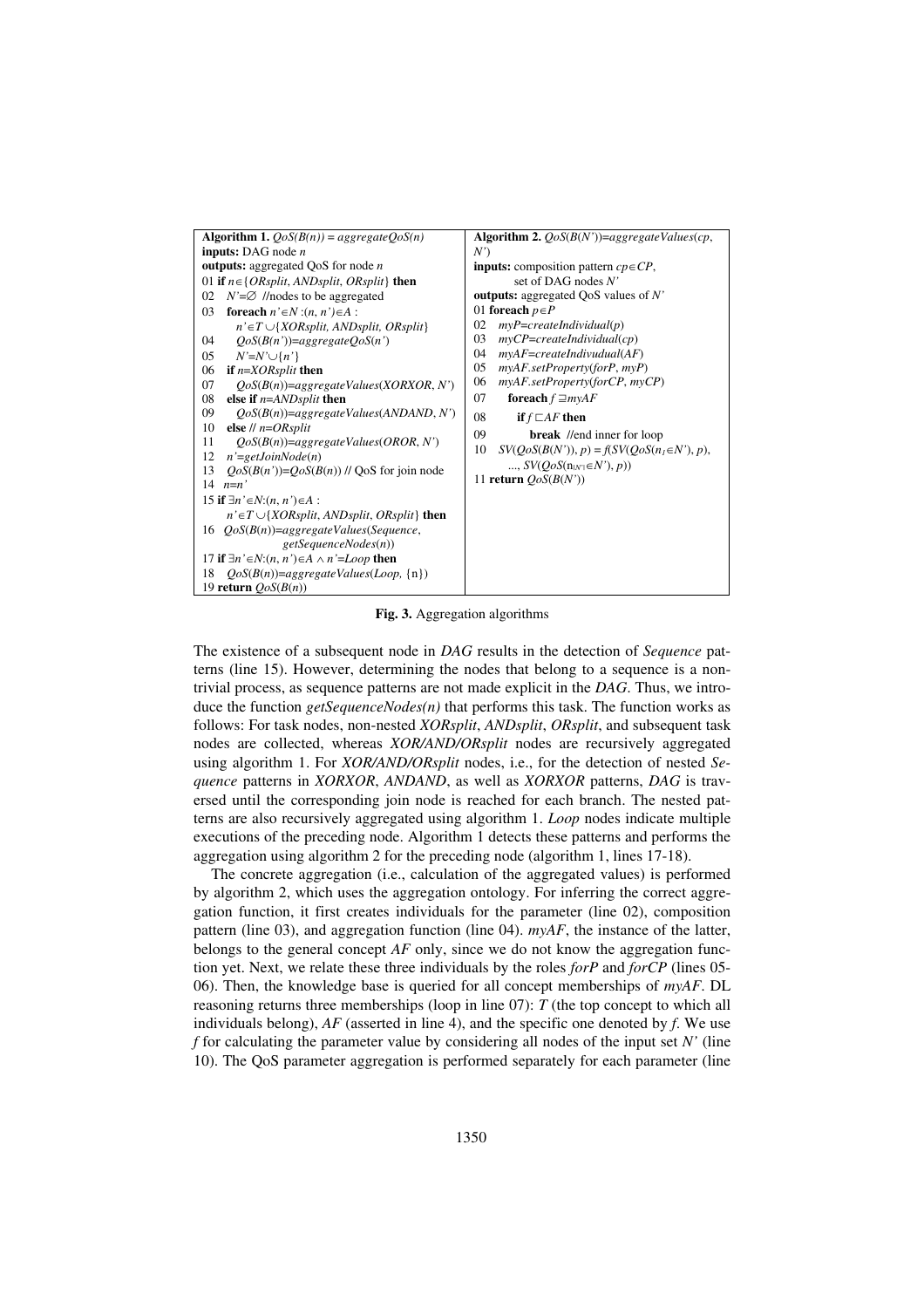**Algorithm 1.** $QoS(B(n)) = aggregateQoS(n)$
**inputs:** DAG node $n$
**outputs:** aggregated QoS for node $n$

```
01 if n∈{ORsplit, ANDsplit, ORsplit} then
02   N'=∅ //nodes to be aggregated
03   foreach n'∈N :(n, n')∈A :
       n'∈T ∪{XORsplit, ANDsplit, ORsplit}
04     QoS(B(n'))=aggregateQoS(n')
05     N'=N'∪{n'}
06   if n=XORsplit then
07     QoS(B(n))=aggregateValues(XORXOR, N')
08   else if n=ANDsplit then
09     QoS(B(n))=aggregateValues(ANDAND, N')
10   else // n=ORsplit
11     QoS(B(n))=aggregateValues(OROR, N')
12   n'=getJoinNode(n)
13   QoS(B(n'))=QoS(B(n)) // QoS for join node
14   n=n'
15 if ∃n'∈N:(n, n')∈A :
     n'∈T ∪{XORsplit, ANDsplit, ORsplit} then
16   QoS(B(n))=aggregateValues(Sequence,
               getSequenceNodes(n))
17 if ∃n'∈N:(n, n')∈A ∧ n'=Loop then
18   QoS(B(n))=aggregateValues(Loop, {n})
19 return QoS(B(n))
```

**Algorithm 2.** $QoS(B(N'))=aggregateValues(cp, N')$
**inputs:** composition pattern $cp\in CP$, set of DAG nodes $N'$
**outputs:** aggregated QoS values of $N'$

```
01 foreach p∈P
02   myP=createIndividual(p)
03   myCP=createIndividual(cp)
04   myAF=createIndivudual(AF)
05   myAF.setProperty(forP, myP)
06   myAF.setProperty(forCP, myCP)
07   foreach f ⊒myAF
08     if f ⊏AF then
09       break //end inner for loop
10   SV(QoS(B(N')), p) = f(SV(QoS(n_1∈N'), p),
       ..., SV(QoS(n_|N'|∈N'), p))
11 return QoS(B(N'))
```

**Fig. 3.** Aggregation algorithms

The existence of a subsequent node in *DAG* results in the detection of *Sequence* patterns (line 15). However, determining the nodes that belong to a sequence is a non-trivial process, as sequence patterns are not made explicit in the *DAG*. Thus, we introduce the function *getSequenceNodes(n)* that performs this task. The function works as follows: For task nodes, non-nested *XORsplit*, *ANDsplit*, *ORsplit*, and subsequent task nodes are collected, whereas *XOR/AND/ORsplit* nodes are recursively aggregated using algorithm 1. For *XOR/AND/ORsplit* nodes, i.e., for the detection of nested *Sequence* patterns in *XORXOR*, *ANDAND*, as well as *XORXOR* patterns, *DAG* is traversed until the corresponding join node is reached for each branch. The nested patterns are also recursively aggregated using algorithm 1. *Loop* nodes indicate multiple executions of the preceding node. Algorithm 1 detects these patterns and performs the aggregation using algorithm 2 for the preceding node (algorithm 1, lines 17-18).

The concrete aggregation (i.e., calculation of the aggregated values) is performed by algorithm 2, which uses the aggregation ontology. For inferring the correct aggregation function, it first creates individuals for the parameter (line 02), composition pattern (line 03), and aggregation function (line 04). *myAF*, the instance of the latter, belongs to the general concept *AF* only, since we do not know the aggregation function yet. Next, we relate these three individuals by the roles *forP* and *forCP* (lines 05-06). Then, the knowledge base is queried for all concept memberships of *myAF*. DL reasoning returns three memberships (loop in line 07): *T* (the top concept to which all individuals belong), *AF* (asserted in line 4), and the specific one denoted by *f*. We use *f* for calculating the parameter value by considering all nodes of the input set *N'* (line 10). The QoS parameter aggregation is performed separately for each parameter (line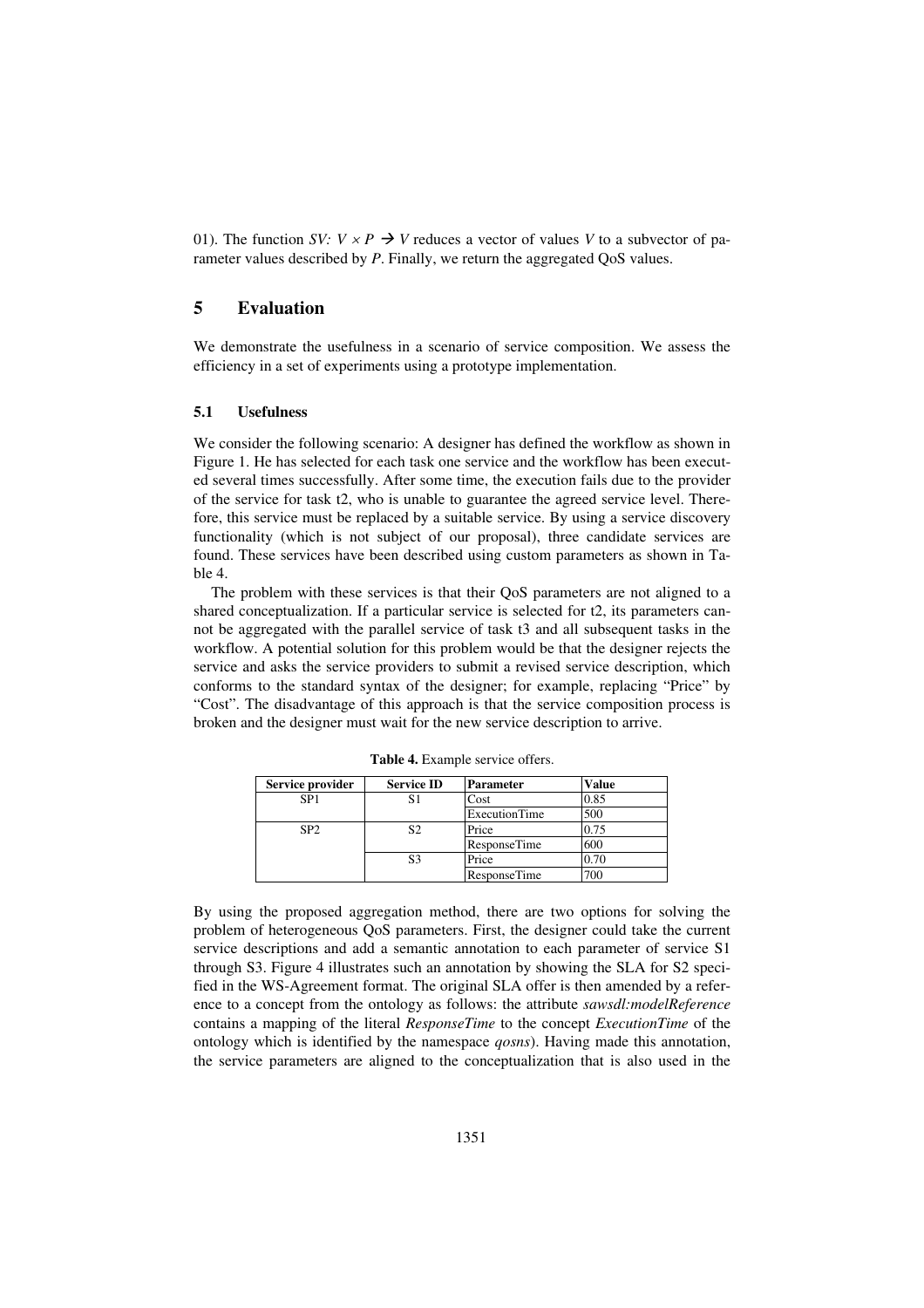01). The function $SV: V \times P \rightarrow V$ reduces a vector of values $V$ to a subvector of parameter values described by $P$. Finally, we return the aggregated QoS values.

## 5 Evaluation

We demonstrate the usefulness in a scenario of service composition. We assess the efficiency in a set of experiments using a prototype implementation.

### 5.1 Usefulness

We consider the following scenario: A designer has defined the workflow as shown in Figure 1. He has selected for each task one service and the workflow has been executed several times successfully. After some time, the execution fails due to the provider of the service for task t2, who is unable to guarantee the agreed service level. Therefore, this service must be replaced by a suitable service. By using a service discovery functionality (which is not subject of our proposal), three candidate services are found. These services have been described using custom parameters as shown in Table 4.

The problem with these services is that their QoS parameters are not aligned to a shared conceptualization. If a particular service is selected for t2, its parameters cannot be aggregated with the parallel service of task t3 and all subsequent tasks in the workflow. A potential solution for this problem would be that the designer rejects the service and asks the service providers to submit a revised service description, which conforms to the standard syntax of the designer; for example, replacing "Price" by "Cost". The disadvantage of this approach is that the service composition process is broken and the designer must wait for the new service description to arrive.

**Table 4.** Example service offers.

| Service provider | Service ID | Parameter | Value |
|---|---|---|---|
| SP1 | S1 | Cost | 0.85 |
| | | ExecutionTime | 500 |
| SP2 | S2 | Price | 0.75 |
| | | ResponseTime | 600 |
| | S3 | Price | 0.70 |
| | | ResponseTime | 700 |

By using the proposed aggregation method, there are two options for solving the problem of heterogeneous QoS parameters. First, the designer could take the current service descriptions and add a semantic annotation to each parameter of service S1 through S3. Figure 4 illustrates such an annotation by showing the SLA for S2 specified in the WS-Agreement format. The original SLA offer is then amended by a reference to a concept from the ontology as follows: the attribute *sawsdl:modelReference* contains a mapping of the literal *ResponseTime* to the concept *ExecutionTime* of the ontology which is identified by the namespace *qosns*). Having made this annotation, the service parameters are aligned to the conceptualization that is also used in the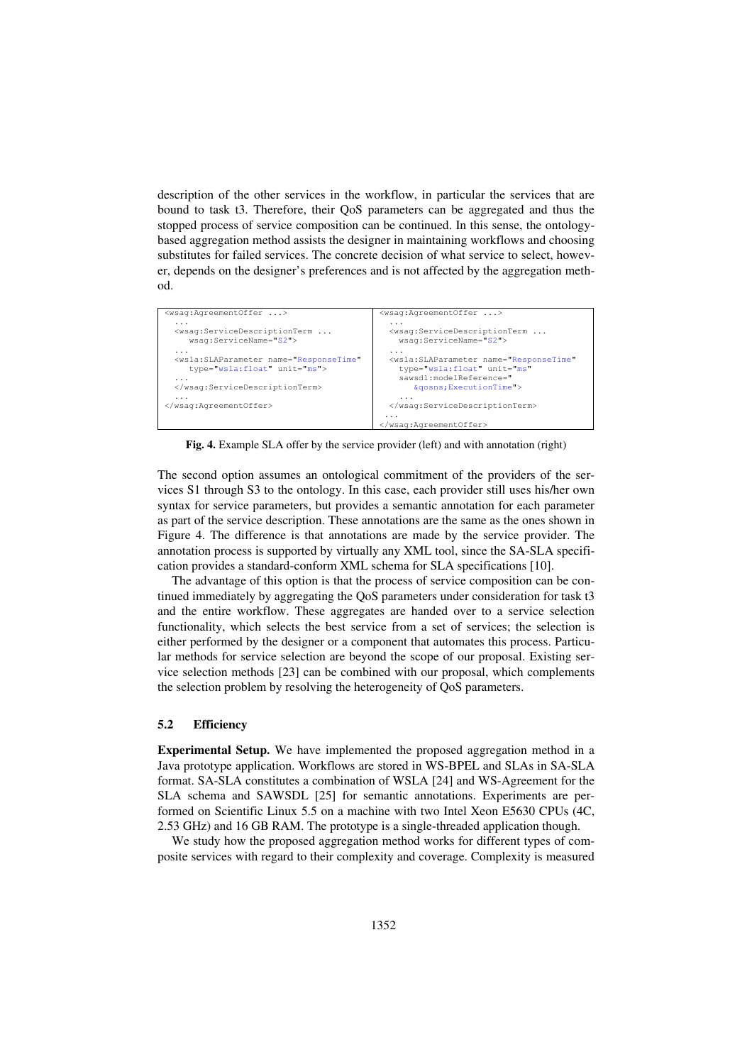description of the other services in the workflow, in particular the services that are bound to task t3. Therefore, their QoS parameters can be aggregated and thus the stopped process of service composition can be continued. In this sense, the ontology-based aggregation method assists the designer in maintaining workflows and choosing substitutes for failed services. The concrete decision of what service to select, however, depends on the designer's preferences and is not affected by the aggregation method.

| | |
|---|---|
| `<wsag:AgreementOffer ...>`<br>`  ...`<br>`  <wsag:ServiceDescriptionTerm ...`<br>`     wsag:ServiceName="S2">`<br>`  ...`<br>`  <wsla:SLAParameter name="ResponseTime"`<br>`     type="wsla:float" unit="ms">`<br>`  ...`<br>`  </wsag:ServiceDescriptionTerm>`<br>`  ...`<br>`</wsag:AgreementOffer>` | `<wsag:AgreementOffer ...>`<br>`  ...`<br>`  <wsag:ServiceDescriptionTerm ...`<br>`     wsag:ServiceName="S2">`<br>`  ...`<br>`  <wsla:SLAParameter name="ResponseTime"`<br>`     type="wsla:float" unit="ms"`<br>`     sawsdl:modelReference="`<br>`        &qosns;ExecutionTime">`<br>`     ...`<br>`  </wsag:ServiceDescriptionTerm>`<br>`  ...`<br>`</wsag:AgreementOffer>` |

**Fig. 4.** Example SLA offer by the service provider (left) and with annotation (right)

The second option assumes an ontological commitment of the providers of the services S1 through S3 to the ontology. In this case, each provider still uses his/her own syntax for service parameters, but provides a semantic annotation for each parameter as part of the service description. These annotations are the same as the ones shown in Figure 4. The difference is that annotations are made by the service provider. The annotation process is supported by virtually any XML tool, since the SA-SLA specification provides a standard-conform XML schema for SLA specifications [10].

The advantage of this option is that the process of service composition can be continued immediately by aggregating the QoS parameters under consideration for task t3 and the entire workflow. These aggregates are handed over to a service selection functionality, which selects the best service from a set of services; the selection is either performed by the designer or a component that automates this process. Particular methods for service selection are beyond the scope of our proposal. Existing service selection methods [23] can be combined with our proposal, which complements the selection problem by resolving the heterogeneity of QoS parameters.

### 5.2 Efficiency

**Experimental Setup.** We have implemented the proposed aggregation method in a Java prototype application. Workflows are stored in WS-BPEL and SLAs in SA-SLA format. SA-SLA constitutes a combination of WSLA [24] and WS-Agreement for the SLA schema and SAWSDL [25] for semantic annotations. Experiments are performed on Scientific Linux 5.5 on a machine with two Intel Xeon E5630 CPUs (4C, 2.53 GHz) and 16 GB RAM. The prototype is a single-threaded application though.

We study how the proposed aggregation method works for different types of composite services with regard to their complexity and coverage. Complexity is measured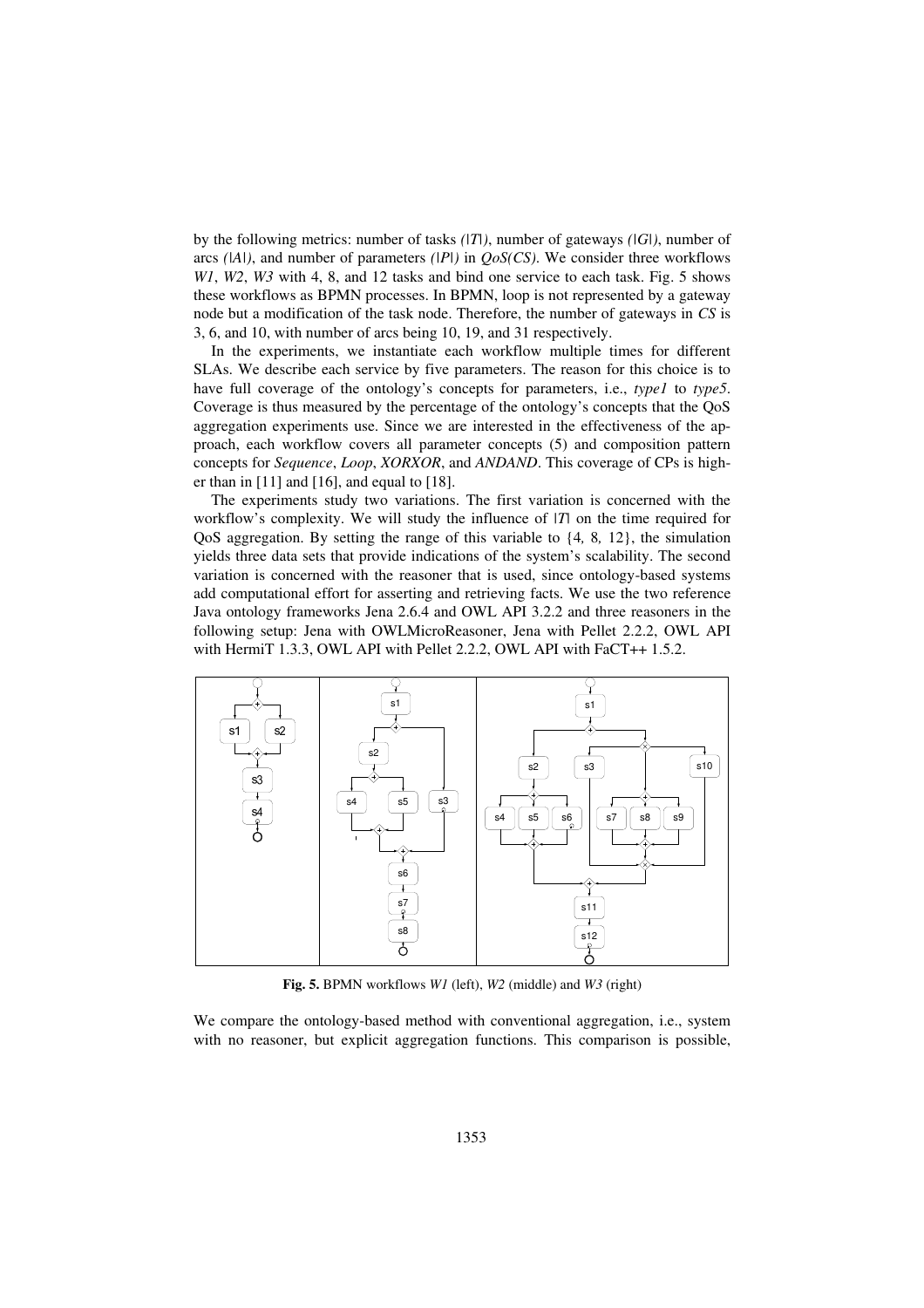by the following metrics: number of tasks *(|T|)*, number of gateways *(|G|)*, number of arcs *(|A|)*, and number of parameters *(|P|)* in *QoS(CS)*. We consider three workflows *W1*, *W2*, *W3* with 4, 8, and 12 tasks and bind one service to each task. Fig. 5 shows these workflows as BPMN processes. In BPMN, loop is not represented by a gateway node but a modification of the task node. Therefore, the number of gateways in *CS* is 3, 6, and 10, with number of arcs being 10, 19, and 31 respectively.

In the experiments, we instantiate each workflow multiple times for different SLAs. We describe each service by five parameters. The reason for this choice is to have full coverage of the ontology's concepts for parameters, i.e., *type1* to *type5*. Coverage is thus measured by the percentage of the ontology's concepts that the QoS aggregation experiments use. Since we are interested in the effectiveness of the approach, each workflow covers all parameter concepts (5) and composition pattern concepts for *Sequence*, *Loop*, *XORXOR*, and *ANDAND*. This coverage of CPs is higher than in [11] and [16], and equal to [18].

The experiments study two variations. The first variation is concerned with the workflow's complexity. We will study the influence of |*T*| on the time required for QoS aggregation. By setting the range of this variable to {4*,* 8*,* 12}, the simulation yields three data sets that provide indications of the system's scalability. The second variation is concerned with the reasoner that is used, since ontology-based systems add computational effort for asserting and retrieving facts. We use the two reference Java ontology frameworks Jena 2.6.4 and OWL API 3.2.2 and three reasoners in the following setup: Jena with OWLMicroReasoner, Jena with Pellet 2.2.2, OWL API with HermiT 1.3.3, OWL API with Pellet 2.2.2, OWL API with FaCT++ 1.5.2.

**Fig. 5.** BPMN workflows *W1* (left), *W2* (middle) and *W3* (right)

We compare the ontology-based method with conventional aggregation, i.e., system with no reasoner, but explicit aggregation functions. This comparison is possible,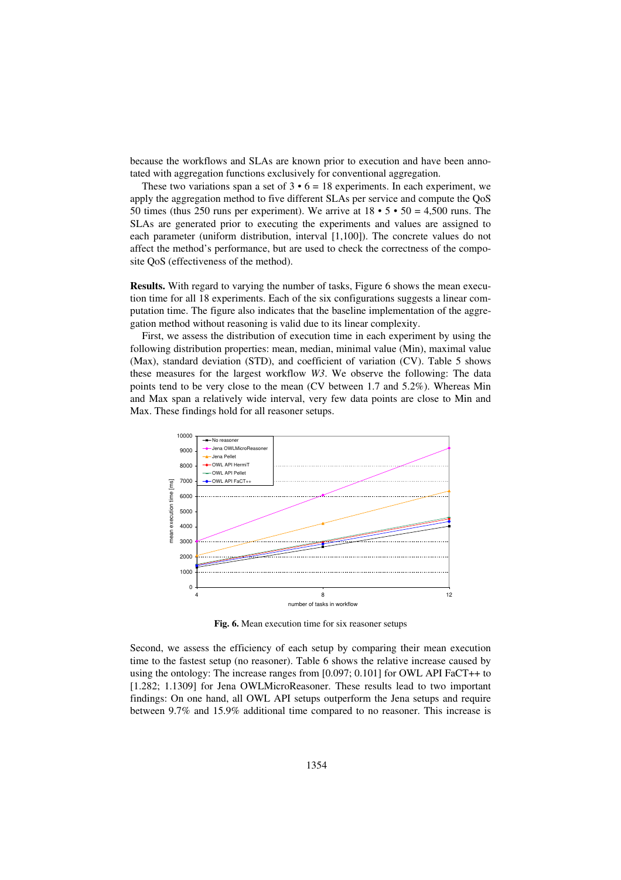because the workflows and SLAs are known prior to execution and have been annotated with aggregation functions exclusively for conventional aggregation.

These two variations span a set of 3 • 6 = 18 experiments. In each experiment, we apply the aggregation method to five different SLAs per service and compute the QoS 50 times (thus 250 runs per experiment). We arrive at 18 • 5 • 50 = 4,500 runs. The SLAs are generated prior to executing the experiments and values are assigned to each parameter (uniform distribution, interval [1,100]). The concrete values do not affect the method's performance, but are used to check the correctness of the composite QoS (effectiveness of the method).

**Results.** With regard to varying the number of tasks, Figure 6 shows the mean execution time for all 18 experiments. Each of the six configurations suggests a linear computation time. The figure also indicates that the baseline implementation of the aggregation method without reasoning is valid due to its linear complexity.

First, we assess the distribution of execution time in each experiment by using the following distribution properties: mean, median, minimal value (Min), maximal value (Max), standard deviation (STD), and coefficient of variation (CV). Table 5 shows these measures for the largest workflow *W3*. We observe the following: The data points tend to be very close to the mean (CV between 1.7 and 5.2%). Whereas Min and Max span a relatively wide interval, very few data points are close to Min and Max. These findings hold for all reasoner setups.

**Fig. 6.** Mean execution time for six reasoner setups

Second, we assess the efficiency of each setup by comparing their mean execution time to the fastest setup (no reasoner). Table 6 shows the relative increase caused by using the ontology: The increase ranges from [0.097; 0.101] for OWL API FaCT++ to [1.282; 1.1309] for Jena OWLMicroReasoner. These results lead to two important findings: On one hand, all OWL API setups outperform the Jena setups and require between 9.7% and 15.9% additional time compared to no reasoner. This increase is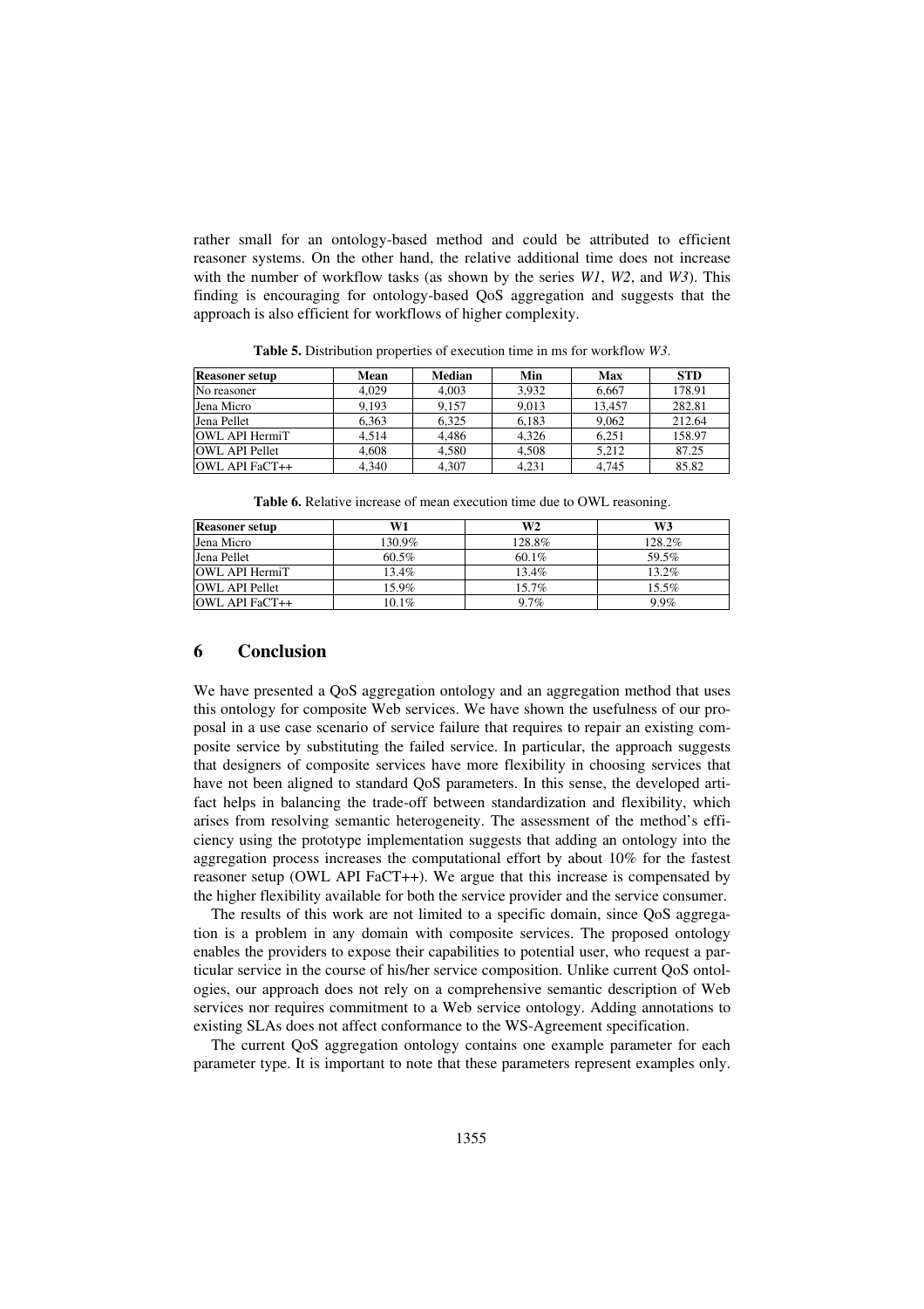rather small for an ontology-based method and could be attributed to efficient reasoner systems. On the other hand, the relative additional time does not increase with the number of workflow tasks (as shown by the series *W1*, *W2*, and *W3*). This finding is encouraging for ontology-based QoS aggregation and suggests that the approach is also efficient for workflows of higher complexity.

**Table 5.** Distribution properties of execution time in ms for workflow *W3*.

| Reasoner setup | Mean | Median | Min | Max | STD |
|---|---|---|---|---|---|
| No reasoner | 4,029 | 4,003 | 3,932 | 6,667 | 178.91 |
| Jena Micro | 9,193 | 9,157 | 9,013 | 13,457 | 282.81 |
| Jena Pellet | 6,363 | 6,325 | 6,183 | 9,062 | 212.64 |
| OWL API HermiT | 4,514 | 4,486 | 4,326 | 6,251 | 158.97 |
| OWL API Pellet | 4,608 | 4,580 | 4,508 | 5,212 | 87.25 |
| OWL API FaCT++ | 4,340 | 4,307 | 4,231 | 4,745 | 85.82 |

**Table 6.** Relative increase of mean execution time due to OWL reasoning.

| Reasoner setup | W1 | W2 | W3 |
|---|---|---|---|
| Jena Micro | 130.9% | 128.8% | 128.2% |
| Jena Pellet | 60.5% | 60.1% | 59.5% |
| OWL API HermiT | 13.4% | 13.4% | 13.2% |
| OWL API Pellet | 15.9% | 15.7% | 15.5% |
| OWL API FaCT++ | 10.1% | 9.7% | 9.9% |

## 6 Conclusion

We have presented a QoS aggregation ontology and an aggregation method that uses this ontology for composite Web services. We have shown the usefulness of our proposal in a use case scenario of service failure that requires to repair an existing composite service by substituting the failed service. In particular, the approach suggests that designers of composite services have more flexibility in choosing services that have not been aligned to standard QoS parameters. In this sense, the developed artifact helps in balancing the trade-off between standardization and flexibility, which arises from resolving semantic heterogeneity. The assessment of the method's efficiency using the prototype implementation suggests that adding an ontology into the aggregation process increases the computational effort by about 10% for the fastest reasoner setup (OWL API FaCT++). We argue that this increase is compensated by the higher flexibility available for both the service provider and the service consumer.

The results of this work are not limited to a specific domain, since QoS aggregation is a problem in any domain with composite services. The proposed ontology enables the providers to expose their capabilities to potential user, who request a particular service in the course of his/her service composition. Unlike current QoS ontologies, our approach does not rely on a comprehensive semantic description of Web services nor requires commitment to a Web service ontology. Adding annotations to existing SLAs does not affect conformance to the WS-Agreement specification.

The current QoS aggregation ontology contains one example parameter for each parameter type. It is important to note that these parameters represent examples only.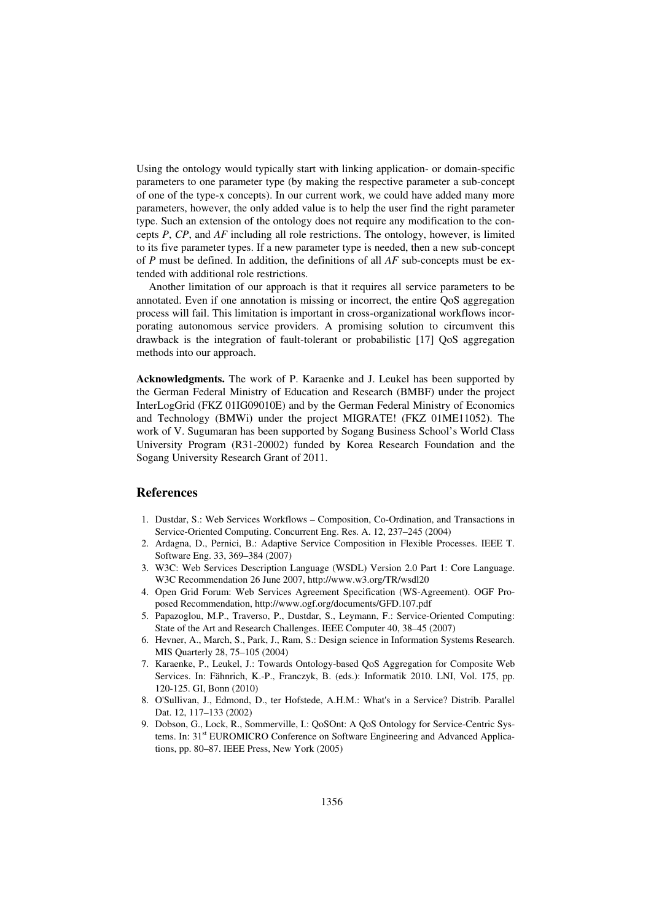Using the ontology would typically start with linking application- or domain-specific parameters to one parameter type (by making the respective parameter a sub-concept of one of the type-x concepts). In our current work, we could have added many more parameters, however, the only added value is to help the user find the right parameter type. Such an extension of the ontology does not require any modification to the concepts *P*, *CP*, and *AF* including all role restrictions. The ontology, however, is limited to its five parameter types. If a new parameter type is needed, then a new sub-concept of *P* must be defined. In addition, the definitions of all *AF* sub-concepts must be extended with additional role restrictions.

Another limitation of our approach is that it requires all service parameters to be annotated. Even if one annotation is missing or incorrect, the entire QoS aggregation process will fail. This limitation is important in cross-organizational workflows incorporating autonomous service providers. A promising solution to circumvent this drawback is the integration of fault-tolerant or probabilistic [17] QoS aggregation methods into our approach.

**Acknowledgments.** The work of P. Karaenke and J. Leukel has been supported by the German Federal Ministry of Education and Research (BMBF) under the project InterLogGrid (FKZ 01IG09010E) and by the German Federal Ministry of Economics and Technology (BMWi) under the project MIGRATE! (FKZ 01ME11052). The work of V. Sugumaran has been supported by Sogang Business School's World Class University Program (R31-20002) funded by Korea Research Foundation and the Sogang University Research Grant of 2011.

## References

1. Dustdar, S.: Web Services Workflows – Composition, Co-Ordination, and Transactions in Service-Oriented Computing. Concurrent Eng. Res. A. 12, 237–245 (2004)
2. Ardagna, D., Pernici, B.: Adaptive Service Composition in Flexible Processes. IEEE T. Software Eng. 33, 369–384 (2007)
3. W3C: Web Services Description Language (WSDL) Version 2.0 Part 1: Core Language. W3C Recommendation 26 June 2007, http://www.w3.org/TR/wsdl20
4. Open Grid Forum: Web Services Agreement Specification (WS-Agreement). OGF Proposed Recommendation, http://www.ogf.org/documents/GFD.107.pdf
5. Papazoglou, M.P., Traverso, P., Dustdar, S., Leymann, F.: Service-Oriented Computing: State of the Art and Research Challenges. IEEE Computer 40, 38–45 (2007)
6. Hevner, A., March, S., Park, J., Ram, S.: Design science in Information Systems Research. MIS Quarterly 28, 75–105 (2004)
7. Karaenke, P., Leukel, J.: Towards Ontology-based QoS Aggregation for Composite Web Services. In: Fähnrich, K.-P., Franczyk, B. (eds.): Informatik 2010. LNI, Vol. 175, pp. 120-125. GI, Bonn (2010)
8. O'Sullivan, J., Edmond, D., ter Hofstede, A.H.M.: What's in a Service? Distrib. Parallel Dat. 12, 117–133 (2002)
9. Dobson, G., Lock, R., Sommerville, I.: QoSOnt: A QoS Ontology for Service-Centric Systems. In: 31st EUROMICRO Conference on Software Engineering and Advanced Applications, pp. 80–87. IEEE Press, New York (2005)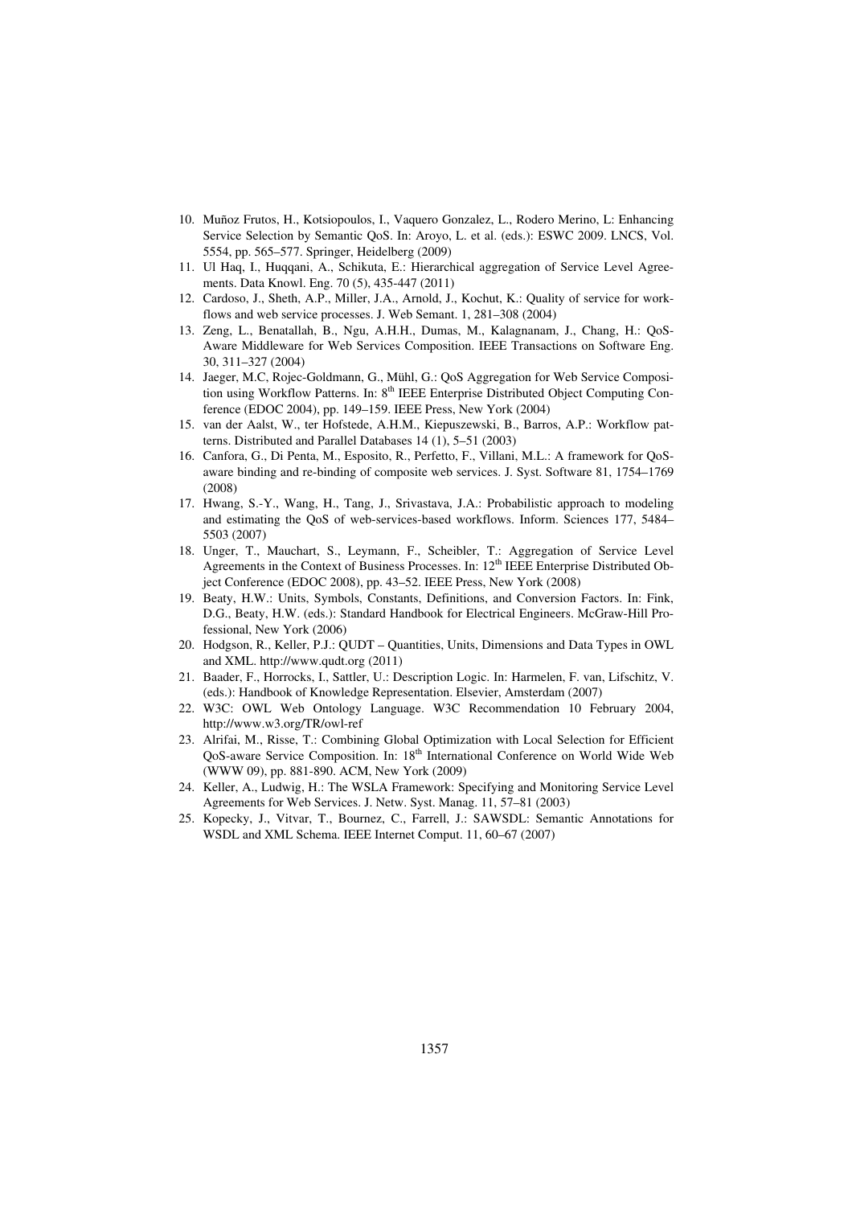10. Muñoz Frutos, H., Kotsiopoulos, I., Vaquero Gonzalez, L., Rodero Merino, L: Enhancing Service Selection by Semantic QoS. In: Aroyo, L. et al. (eds.): ESWC 2009. LNCS, Vol. 5554, pp. 565–577. Springer, Heidelberg (2009)
11. Ul Haq, I., Huqqani, A., Schikuta, E.: Hierarchical aggregation of Service Level Agreements. Data Knowl. Eng. 70 (5), 435-447 (2011)
12. Cardoso, J., Sheth, A.P., Miller, J.A., Arnold, J., Kochut, K.: Quality of service for workflows and web service processes. J. Web Semant. 1, 281–308 (2004)
13. Zeng, L., Benatallah, B., Ngu, A.H.H., Dumas, M., Kalagnanam, J., Chang, H.: QoS-Aware Middleware for Web Services Composition. IEEE Transactions on Software Eng. 30, 311–327 (2004)
14. Jaeger, M.C, Rojec-Goldmann, G., Mühl, G.: QoS Aggregation for Web Service Composition using Workflow Patterns. In: 8th IEEE Enterprise Distributed Object Computing Conference (EDOC 2004), pp. 149–159. IEEE Press, New York (2004)
15. van der Aalst, W., ter Hofstede, A.H.M., Kiepuszewski, B., Barros, A.P.: Workflow patterns. Distributed and Parallel Databases 14 (1), 5–51 (2003)
16. Canfora, G., Di Penta, M., Esposito, R., Perfetto, F., Villani, M.L.: A framework for QoS-aware binding and re-binding of composite web services. J. Syst. Software 81, 1754–1769 (2008)
17. Hwang, S.-Y., Wang, H., Tang, J., Srivastava, J.A.: Probabilistic approach to modeling and estimating the QoS of web-services-based workflows. Inform. Sciences 177, 5484–5503 (2007)
18. Unger, T., Mauchart, S., Leymann, F., Scheibler, T.: Aggregation of Service Level Agreements in the Context of Business Processes. In: 12th IEEE Enterprise Distributed Object Conference (EDOC 2008), pp. 43–52. IEEE Press, New York (2008)
19. Beaty, H.W.: Units, Symbols, Constants, Definitions, and Conversion Factors. In: Fink, D.G., Beaty, H.W. (eds.): Standard Handbook for Electrical Engineers. McGraw-Hill Professional, New York (2006)
20. Hodgson, R., Keller, P.J.: QUDT – Quantities, Units, Dimensions and Data Types in OWL and XML. http://www.qudt.org (2011)
21. Baader, F., Horrocks, I., Sattler, U.: Description Logic. In: Harmelen, F. van, Lifschitz, V. (eds.): Handbook of Knowledge Representation. Elsevier, Amsterdam (2007)
22. W3C: OWL Web Ontology Language. W3C Recommendation 10 February 2004, http://www.w3.org/TR/owl-ref
23. Alrifai, M., Risse, T.: Combining Global Optimization with Local Selection for Efficient QoS-aware Service Composition. In: 18th International Conference on World Wide Web (WWW 09), pp. 881-890. ACM, New York (2009)
24. Keller, A., Ludwig, H.: The WSLA Framework: Specifying and Monitoring Service Level Agreements for Web Services. J. Netw. Syst. Manag. 11, 57–81 (2003)
25. Kopecky, J., Vitvar, T., Bournez, C., Farrell, J.: SAWSDL: Semantic Annotations for WSDL and XML Schema. IEEE Internet Comput. 11, 60–67 (2007)